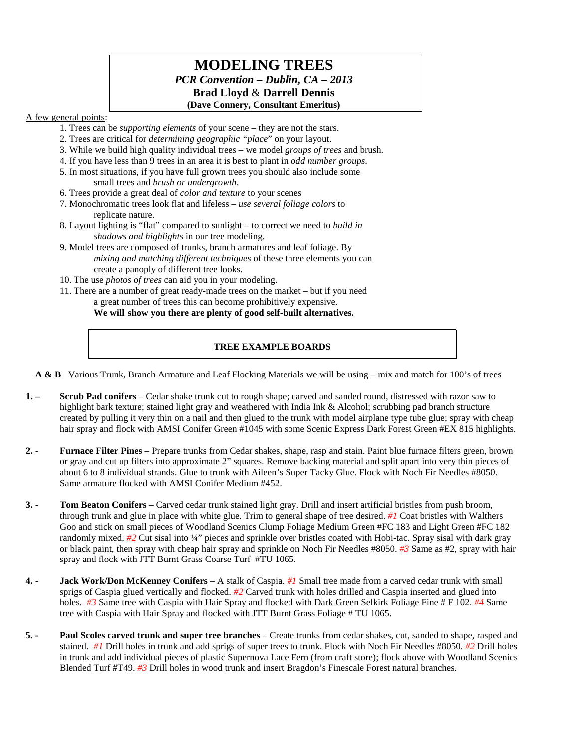# MODELING TREES

***PCR Convention – Dublin, CA – 2013***

**Brad Lloyd & Darrell Dennis**

**(Dave Connery, Consultant Emeritus)**

A few general points:

1. Trees can be *supporting elements* of your scene – they are not the stars.
2. Trees are critical for *determining geographic "place"* on your layout.
3. While we build high quality individual trees – we model *groups of trees* and brush.
4. If you have less than 9 trees in an area it is best to plant in *odd number groups*.
5. In most situations, if you have full grown trees you should also include some small trees and *brush or undergrowth*.
6. Trees provide a great deal of *color and texture* to your scenes
7. Monochromatic trees look flat and lifeless – *use several foliage colors* to replicate nature.
8. Layout lighting is "flat" compared to sunlight – to correct we need to *build in shadows and highlights* in our tree modeling.
9. Model trees are composed of trunks, branch armatures and leaf foliage. By *mixing and matching different techniques* of these three elements you can create a panoply of different tree looks.
10. The use *photos of trees* can aid you in your modeling.
11. There are a number of great ready-made trees on the market – but if you need a great number of trees this can become prohibitively expensive.
    **We will show you there are plenty of good self-built alternatives.**

## TREE EXAMPLE BOARDS

**A & B** Various Trunk, Branch Armature and Leaf Flocking Materials we will be using – mix and match for 100's of trees

**1. –** **Scrub Pad conifers** – Cedar shake trunk cut to rough shape; carved and sanded round, distressed with razor saw to highlight bark texture; stained light gray and weathered with India Ink & Alcohol; scrubbing pad branch structure created by pulling it very thin on a nail and then glued to the trunk with model airplane type tube glue; spray with cheap hair spray and flock with AMSI Conifer Green #1045 with some Scenic Express Dark Forest Green #EX 815 highlights.

**2. -** **Furnace Filter Pines** – Prepare trunks from Cedar shakes, shape, rasp and stain. Paint blue furnace filters green, brown or gray and cut up filters into approximate 2" squares. Remove backing material and split apart into very thin pieces of about 6 to 8 individual strands. Glue to trunk with Aileen's Super Tacky Glue. Flock with Noch Fir Needles #8050. Same armature flocked with AMSI Conifer Medium #452.

**3. -** **Tom Beaton Conifers** – Carved cedar trunk stained light gray. Drill and insert artificial bristles from push broom, through trunk and glue in place with white glue. Trim to general shape of tree desired. *#1* Coat bristles with Walthers Goo and stick on small pieces of Woodland Scenics Clump Foliage Medium Green #FC 183 and Light Green #FC 182 randomly mixed. *#2* Cut sisal into ¼" pieces and sprinkle over bristles coated with Hobi-tac. Spray sisal with dark gray or black paint, then spray with cheap hair spray and sprinkle on Noch Fir Needles #8050. *#3* Same as #2, spray with hair spray and flock with JTT Burnt Grass Coarse Turf #TU 1065.

**4. -** **Jack Work/Don McKenney Conifers** – A stalk of Caspia. *#1* Small tree made from a carved cedar trunk with small sprigs of Caspia glued vertically and flocked. *#2* Carved trunk with holes drilled and Caspia inserted and glued into holes. *#3* Same tree with Caspia with Hair Spray and flocked with Dark Green Selkirk Foliage Fine # F 102. *#4* Same tree with Caspia with Hair Spray and flocked with JTT Burnt Grass Foliage # TU 1065.

**5. -** **Paul Scoles carved trunk and super tree branches** – Create trunks from cedar shakes, cut, sanded to shape, rasped and stained. *#1* Drill holes in trunk and add sprigs of super trees to trunk. Flock with Noch Fir Needles #8050. *#2* Drill holes in trunk and add individual pieces of plastic Supernova Lace Fern (from craft store); flock above with Woodland Scenics Blended Turf #T49. *#3* Drill holes in wood trunk and insert Bragdon's Finescale Forest natural branches.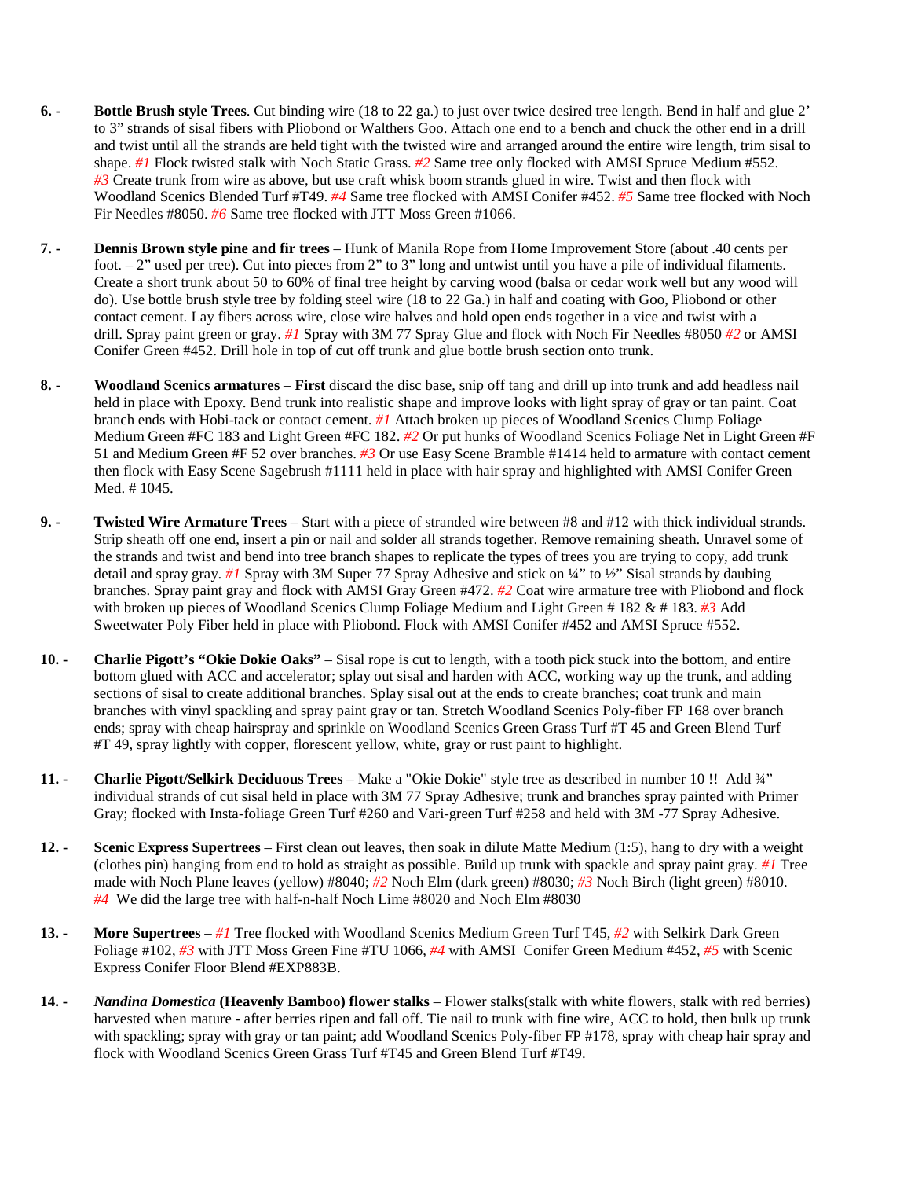6. - **Bottle Brush style Trees**. Cut binding wire (18 to 22 ga.) to just over twice desired tree length. Bend in half and glue 2' to 3" strands of sisal fibers with Pliobond or Walthers Goo. Attach one end to a bench and chuck the other end in a drill and twist until all the strands are held tight with the twisted wire and arranged around the entire wire length, trim sisal to shape. *#1* Flock twisted stalk with Noch Static Grass. *#2* Same tree only flocked with AMSI Spruce Medium #552. *#3* Create trunk from wire as above, but use craft whisk boom strands glued in wire. Twist and then flock with Woodland Scenics Blended Turf #T49. *#4* Same tree flocked with AMSI Conifer #452. *#5* Same tree flocked with Noch Fir Needles #8050. *#6* Same tree flocked with JTT Moss Green #1066.

7. - **Dennis Brown style pine and fir trees** – Hunk of Manila Rope from Home Improvement Store (about .40 cents per foot. – 2" used per tree). Cut into pieces from 2" to 3" long and untwist until you have a pile of individual filaments. Create a short trunk about 50 to 60% of final tree height by carving wood (balsa or cedar work well but any wood will do). Use bottle brush style tree by folding steel wire (18 to 22 Ga.) in half and coating with Goo, Pliobond or other contact cement. Lay fibers across wire, close wire halves and hold open ends together in a vice and twist with a drill. Spray paint green or gray. *#1* Spray with 3M 77 Spray Glue and flock with Noch Fir Needles #8050 *#2* or AMSI Conifer Green #452. Drill hole in top of cut off trunk and glue bottle brush section onto trunk.

8. - **Woodland Scenics armatures** – **First** discard the disc base, snip off tang and drill up into trunk and add headless nail held in place with Epoxy. Bend trunk into realistic shape and improve looks with light spray of gray or tan paint. Coat branch ends with Hobi-tack or contact cement. *#1* Attach broken up pieces of Woodland Scenics Clump Foliage Medium Green #FC 183 and Light Green #FC 182. *#2* Or put hunks of Woodland Scenics Foliage Net in Light Green #F 51 and Medium Green #F 52 over branches. *#3* Or use Easy Scene Bramble #1414 held to armature with contact cement then flock with Easy Scene Sagebrush #1111 held in place with hair spray and highlighted with AMSI Conifer Green Med. # 1045.

9. - **Twisted Wire Armature Trees** – Start with a piece of stranded wire between #8 and #12 with thick individual strands. Strip sheath off one end, insert a pin or nail and solder all strands together. Remove remaining sheath. Unravel some of the strands and twist and bend into tree branch shapes to replicate the types of trees you are trying to copy, add trunk detail and spray gray. *#1* Spray with 3M Super 77 Spray Adhesive and stick on ¼" to ½" Sisal strands by daubing branches. Spray paint gray and flock with AMSI Gray Green #472. *#2* Coat wire armature tree with Pliobond and flock with broken up pieces of Woodland Scenics Clump Foliage Medium and Light Green # 182 & # 183. *#3* Add Sweetwater Poly Fiber held in place with Pliobond. Flock with AMSI Conifer #452 and AMSI Spruce #552.

10. - **Charlie Pigott's "Okie Dokie Oaks"** – Sisal rope is cut to length, with a tooth pick stuck into the bottom, and entire bottom glued with ACC and accelerator; splay out sisal and harden with ACC, working way up the trunk, and adding sections of sisal to create additional branches. Splay sisal out at the ends to create branches; coat trunk and main branches with vinyl spackling and spray paint gray or tan. Stretch Woodland Scenics Poly-fiber FP 168 over branch ends; spray with cheap hairspray and sprinkle on Woodland Scenics Green Grass Turf #T 45 and Green Blend Turf #T 49, spray lightly with copper, florescent yellow, white, gray or rust paint to highlight.

11. - **Charlie Pigott/Selkirk Deciduous Trees** – Make a "Okie Dokie" style tree as described in number 10 !! Add ¾" individual strands of cut sisal held in place with 3M 77 Spray Adhesive; trunk and branches spray painted with Primer Gray; flocked with Insta-foliage Green Turf #260 and Vari-green Turf #258 and held with 3M -77 Spray Adhesive.

12. - **Scenic Express Supertrees** – First clean out leaves, then soak in dilute Matte Medium (1:5), hang to dry with a weight (clothes pin) hanging from end to hold as straight as possible. Build up trunk with spackle and spray paint gray. *#1* Tree made with Noch Plane leaves (yellow) #8040; *#2* Noch Elm (dark green) #8030; *#3* Noch Birch (light green) #8010. *#4* We did the large tree with half-n-half Noch Lime #8020 and Noch Elm #8030

13. - **More Supertrees** – *#1* Tree flocked with Woodland Scenics Medium Green Turf T45, *#2* with Selkirk Dark Green Foliage #102, *#3* with JTT Moss Green Fine #TU 1066, *#4* with AMSI Conifer Green Medium #452, *#5* with Scenic Express Conifer Floor Blend #EXP883B.

14. - ***Nandina Domestica* (Heavenly Bamboo) flower stalks** – Flower stalks(stalk with white flowers, stalk with red berries) harvested when mature - after berries ripen and fall off. Tie nail to trunk with fine wire, ACC to hold, then bulk up trunk with spackling; spray with gray or tan paint; add Woodland Scenics Poly-fiber FP #178, spray with cheap hair spray and flock with Woodland Scenics Green Grass Turf #T45 and Green Blend Turf #T49.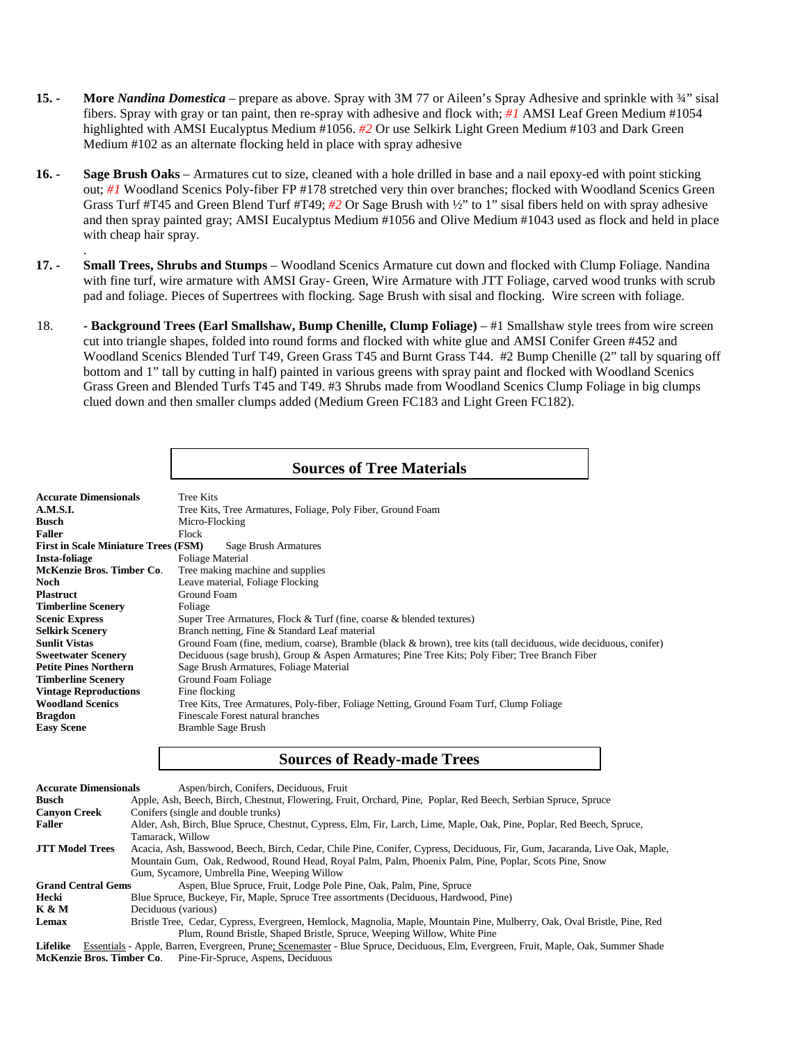**15. -** **More *Nandina Domestica*** – prepare as above. Spray with 3M 77 or Aileen's Spray Adhesive and sprinkle with ¾" sisal fibers. Spray with gray or tan paint, then re-spray with adhesive and flock with; *#1* AMSI Leaf Green Medium #1054 highlighted with AMSI Eucalyptus Medium #1056. *#2* Or use Selkirk Light Green Medium #103 and Dark Green Medium #102 as an alternate flocking held in place with spray adhesive

**16. -** **Sage Brush Oaks** – Armatures cut to size, cleaned with a hole drilled in base and a nail epoxy-ed with point sticking out; *#1* Woodland Scenics Poly-fiber FP #178 stretched very thin over branches; flocked with Woodland Scenics Green Grass Turf #T45 and Green Blend Turf #T49; *#2* Or Sage Brush with ½" to 1" sisal fibers held on with spray adhesive and then spray painted gray; AMSI Eucalyptus Medium #1056 and Olive Medium #1043 used as flock and held in place with cheap hair spray.

**17. -** **Small Trees, Shrubs and Stumps** – Woodland Scenics Armature cut down and flocked with Clump Foliage. Nandina with fine turf, wire armature with AMSI Gray- Green, Wire Armature with JTT Foliage, carved wood trunks with scrub pad and foliage. Pieces of Supertrees with flocking. Sage Brush with sisal and flocking. Wire screen with foliage.

18. **- Background Trees (Earl Smallshaw, Bump Chenille, Clump Foliage)** – #1 Smallshaw style trees from wire screen cut into triangle shapes, folded into round forms and flocked with white glue and AMSI Conifer Green #452 and Woodland Scenics Blended Turf T49, Green Grass T45 and Burnt Grass T44. #2 Bump Chenille (2" tall by squaring off bottom and 1" tall by cutting in half) painted in various greens with spray paint and flocked with Woodland Scenics Grass Green and Blended Turfs T45 and T49. #3 Shrubs made from Woodland Scenics Clump Foliage in big clumps clued down and then smaller clumps added (Medium Green FC183 and Light Green FC182).

## Sources of Tree Materials

| | |
|---|---|
| **Accurate Dimensionals** | Tree Kits |
| **A.M.S.I.** | Tree Kits, Tree Armatures, Foliage, Poly Fiber, Ground Foam |
| **Busch** | Micro-Flocking |
| **Faller** | Flock |
| **First in Scale Miniature Trees (FSM)** | Sage Brush Armatures |
| **Insta-foliage** | Foliage Material |
| **McKenzie Bros. Timber Co**. | Tree making machine and supplies |
| **Noch** | Leave material, Foliage Flocking |
| **Plastruct** | Ground Foam |
| **Timberline Scenery** | Foliage |
| **Scenic Express** | Super Tree Armatures, Flock & Turf (fine, coarse & blended textures) |
| **Selkirk Scenery** | Branch netting, Fine & Standard Leaf material |
| **Sunlit Vistas** | Ground Foam (fine, medium, coarse), Bramble (black & brown), tree kits (tall deciduous, wide deciduous, conifer) |
| **Sweetwater Scenery** | Deciduous (sage brush), Group & Aspen Armatures; Pine Tree Kits; Poly Fiber; Tree Branch Fiber |
| **Petite Pines Northern** | Sage Brush Armatures, Foliage Material |
| **Timberline Scenery** | Ground Foam Foliage |
| **Vintage Reproductions** | Fine flocking |
| **Woodland Scenics** | Tree Kits, Tree Armatures, Poly-fiber, Foliage Netting, Ground Foam Turf, Clump Foliage |
| **Bragdon** | Finescale Forest natural branches |
| **Easy Scene** | Bramble Sage Brush |

## Sources of Ready-made Trees

| | |
|---|---|
| **Accurate Dimensionals** | Aspen/birch, Conifers, Deciduous, Fruit |
| **Busch** | Apple, Ash, Beech, Birch, Chestnut, Flowering, Fruit, Orchard, Pine, Poplar, Red Beech, Serbian Spruce, Spruce |
| **Canyon Creek** | Conifers (single and double trunks) |
| **Faller** | Alder, Ash, Birch, Blue Spruce, Chestnut, Cypress, Elm, Fir, Larch, Lime, Maple, Oak, Pine, Poplar, Red Beech, Spruce, Tamarack, Willow |
| **JTT Model Trees** | Acacia, Ash, Basswood, Beech, Birch, Cedar, Chile Pine, Conifer, Cypress, Deciduous, Fir, Gum, Jacaranda, Live Oak, Maple, Mountain Gum, Oak, Redwood, Round Head, Royal Palm, Palm, Phoenix Palm, Pine, Poplar, Scots Pine, Snow Gum, Sycamore, Umbrella Pine, Weeping Willow |
| **Grand Central Gems** | Aspen, Blue Spruce, Fruit, Lodge Pole Pine, Oak, Palm, Pine, Spruce |
| **Hecki** | Blue Spruce, Buckeye, Fir, Maple, Spruce Tree assortments (Deciduous, Hardwood, Pine) |
| **K & M** | Deciduous (various) |
| **Lemax** | Bristle Tree, Cedar, Cypress, Evergreen, Hemlock, Magnolia, Maple, Mountain Pine, Mulberry, Oak, Oval Bristle, Pine, Red Plum, Round Bristle, Shaped Bristle, Spruce, Weeping Willow, White Pine |
| **Lifelike** | Essentials - Apple, Barren, Evergreen, Prune; Scenemaster - Blue Spruce, Deciduous, Elm, Evergreen, Fruit, Maple, Oak, Summer Shade |
| **McKenzie Bros. Timber Co**. | Pine-Fir-Spruce, Aspens, Deciduous |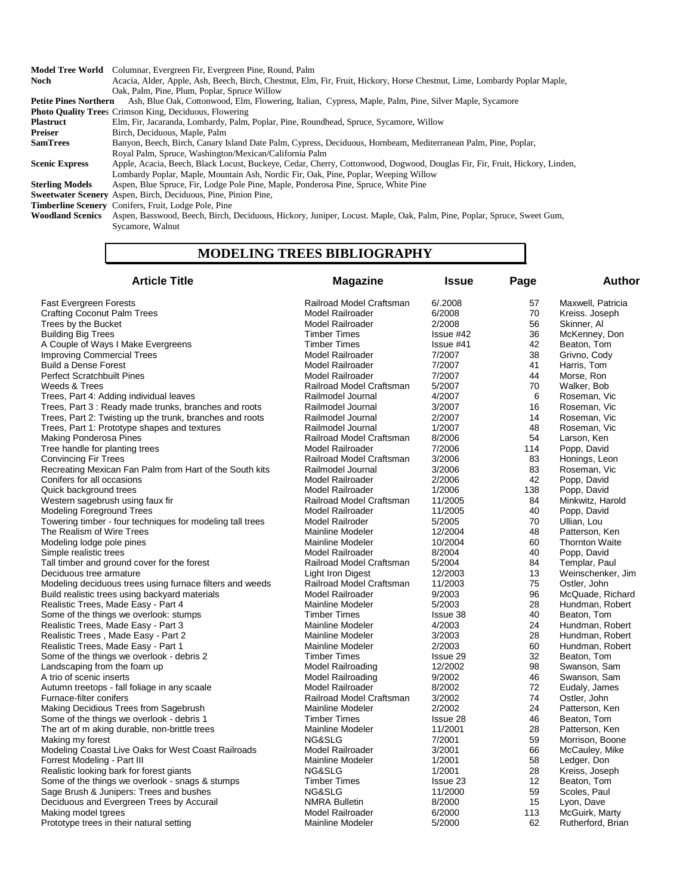**Model Tree World** Columnar, Evergreen Fir, Evergreen Pine, Round, Palm

**Noch** Acacia, Alder, Apple, Ash, Beech, Birch, Chestnut, Elm, Fir, Fruit, Hickory, Horse Chestnut, Lime, Lombardy Poplar Maple, Oak, Palm, Pine, Plum, Poplar, Spruce Willow

**Petite Pines Northern** Ash, Blue Oak, Cottonwood, Elm, Flowering, Italian, Cypress, Maple, Palm, Pine, Silver Maple, Sycamore

**Photo Quality Trees** Crimson King, Deciduous, Flowering

**Plastruct** Elm, Fir, Jacaranda, Lombardy, Palm, Poplar, Pine, Roundhead, Spruce, Sycamore, Willow

**Preiser** Birch, Deciduous, Maple, Palm

**SamTrees** Banyon, Beech, Birch, Canary Island Date Palm, Cypress, Deciduous, Hornbeam, Mediterranean Palm, Pine, Poplar, Royal Palm, Spruce, Washington/Mexican/California Palm

**Scenic Express** Apple, Acacia, Beech, Black Locust, Buckeye, Cedar, Cherry, Cottonwood, Dogwood, Douglas Fir, Fir, Fruit, Hickory, Linden, Lombardy Poplar, Maple, Mountain Ash, Nordic Fir, Oak, Pine, Poplar, Weeping Willow

**Sterling Models** Aspen, Blue Spruce, Fir, Lodge Pole Pine, Maple, Ponderosa Pine, Spruce, White Pine

**Sweetwater Scenery** Aspen, Birch, Deciduous, Pine, Pinion Pine,

**Timberline Scenery** Conifers, Fruit, Lodge Pole, Pine

**Woodland Scenics** Aspen, Basswood, Beech, Birch, Deciduous, Hickory, Juniper, Locust. Maple, Oak, Palm, Pine, Poplar, Spruce, Sweet Gum, Sycamore, Walnut

# MODELING TREES BIBLIOGRAPHY

| Article Title | Magazine | Issue | Page | Author |
|---|---|---|---|---|
| Fast Evergreen Forests | Railroad Model Craftsman | 6/.2008 | 57 | Maxwell, Patricia |
| Crafting Coconut Palm Trees | Model Railroader | 6/2008 | 70 | Kreiss. Joseph |
| Trees by the Bucket | Model Railroader | 2/2008 | 56 | Skinner, Al |
| Building Big Trees | Timber Times | Issue #42 | 36 | McKenney, Don |
| A Couple of Ways I Make Evergreens | Timber Times | Issue #41 | 42 | Beaton, Tom |
| Improving Commercial Trees | Model Railroader | 7/2007 | 38 | Grivno, Cody |
| Build a Dense Forest | Model Railroader | 7/2007 | 41 | Harris, Tom |
| Perfect Scratchbuilt Pines | Model Railroader | 7/2007 | 44 | Morse, Ron |
| Weeds & Trees | Railroad Model Craftsman | 5/2007 | 70 | Walker, Bob |
| Trees, Part 4: Adding individual leaves | Railmodel Journal | 4/2007 | 6 | Roseman, Vic |
| Trees, Part 3 : Ready made trunks, branches and roots | Railmodel Journal | 3/2007 | 16 | Roseman, Vic |
| Trees, Part 2: Twisting up the trunk, branches and roots | Railmodel Journal | 2/2007 | 14 | Roseman, Vic |
| Trees, Part 1: Prototype shapes and textures | Railmodel Journal | 1/2007 | 48 | Roseman, Vic |
| Making Ponderosa Pines | Railroad Model Craftsman | 8/2006 | 54 | Larson, Ken |
| Tree handle for planting trees | Model Railroader | 7/2006 | 114 | Popp, David |
| Convincing Fir Trees | Railroad Model Craftsman | 3/2006 | 83 | Honings, Leon |
| Recreating Mexican Fan Palm from Hart of the South kits | Railmodel Journal | 3/2006 | 83 | Roseman, Vic |
| Conifers for all occasions | Model Railroader | 2/2006 | 42 | Popp, David |
| Quick background trees | Model Railroader | 1/2006 | 138 | Popp, David |
| Western sagebrush using faux fir | Railroad Model Craftsman | 11/2005 | 84 | Minkwitz, Harold |
| Modeling Foreground Trees | Model Railroader | 11/2005 | 40 | Popp, David |
| Towering timber - four techniques for modeling tall trees | Model Railroder | 5/2005 | 70 | Ullian, Lou |
| The Realism of Wire Trees | Mainline Modeler | 12/2004 | 48 | Patterson, Ken |
| Modeling lodge pole pines | Mainline Modeler | 10/2004 | 60 | Thornton Waite |
| Simple realistic trees | Model Railroader | 8/2004 | 40 | Popp, David |
| Tall timber and ground cover for the forest | Railroad Model Craftsman | 5/2004 | 84 | Templar, Paul |
| Deciduous tree armature | Light Iron Digest | 12/2003 | 13 | Weinschenker, Jim |
| Modeling deciduous trees using furnace filters and weeds | Railroad Model Craftsman | 11/2003 | 75 | Ostler, John |
| Build realistic trees using backyard materials | Model Railroader | 9/2003 | 96 | McQuade, Richard |
| Realistic Trees, Made Easy - Part 4 | Mainline Modeler | 5/2003 | 28 | Hundman, Robert |
| Some of the things we overlook: stumps | Timber Times | Issue 38 | 40 | Beaton, Tom |
| Realistic Trees, Made Easy - Part 3 | Mainline Modeler | 4/2003 | 24 | Hundman, Robert |
| Realistic Trees , Made Easy - Part 2 | Mainline Modeler | 3/2003 | 28 | Hundman, Robert |
| Realistic Trees, Made Easy - Part 1 | Mainline Modeler | 2/2003 | 60 | Hundman, Robert |
| Some of the things we overlook - debris 2 | Timber Times | Issue 29 | 32 | Beaton, Tom |
| Landscaping from the foam up | Model Railroading | 12/2002 | 98 | Swanson, Sam |
| A trio of scenic inserts | Model Railroading | 9/2002 | 46 | Swanson, Sam |
| Autumn treetops - fall foliage in any scaale | Model Railroader | 8/2002 | 72 | Eudaly, James |
| Furnace-filter conifers | Railroad Model Craftsman | 3/2002 | 74 | Ostler, John |
| Making Decidious Trees from Sagebrush | Mainline Modeler | 2/2002 | 24 | Patterson, Ken |
| Some of the things we overlook - debris 1 | Timber Times | Issue 28 | 46 | Beaton, Tom |
| The art of m aking durable, non-brittle trees | Mainline Modeler | 11/2001 | 28 | Patterson, Ken |
| Making my forest | NG&SLG | 7/2001 | 59 | Morrison, Boone |
| Modeling Coastal Live Oaks for West Coast Railroads | Model Railroader | 3/2001 | 66 | McCauley, Mike |
| Forrest Modeling - Part III | Mainline Modeler | 1/2001 | 58 | Ledger, Don |
| Realistic looking bark for forest giants | NG&SLG | 1/2001 | 28 | Kreiss, Joseph |
| Some of the things we overlook - snags & stumps | Timber Times | Issue 23 | 12 | Beaton, Tom |
| Sage Brush & Junipers: Trees and bushes | NG&SLG | 11/2000 | 59 | Scoles, Paul |
| Deciduous and Evergreen Trees by Accurail | NMRA Bulletin | 8/2000 | 15 | Lyon, Dave |
| Making model tgrees | Model Railroader | 6/2000 | 113 | McGuirk, Marty |
| Prototype trees in their natural setting | Mainline Modeler | 5/2000 | 62 | Rutherford, Brian |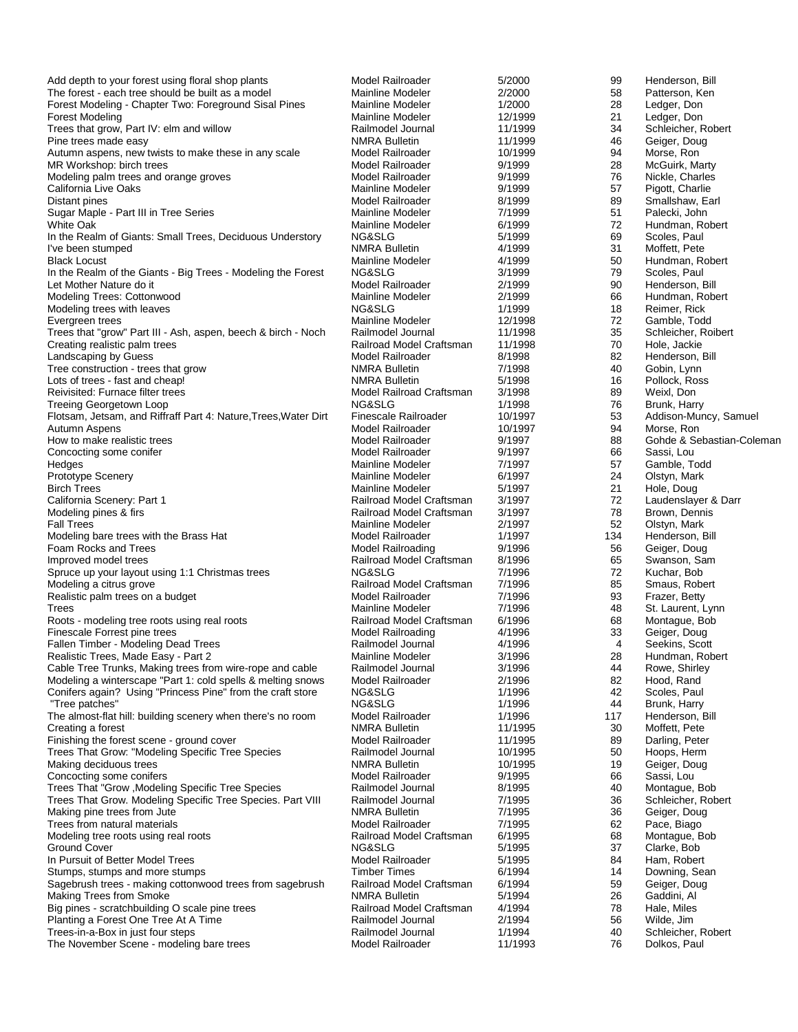| | | | | |
|---|---|---|---|---|
| Add depth to your forest using floral shop plants | Model Railroader | 5/2000 | 99 | Henderson, Bill |
| The forest - each tree should be built as a model | Mainline Modeler | 2/2000 | 58 | Patterson, Ken |
| Forest Modeling - Chapter Two: Foreground Sisal Pines | Mainline Modeler | 1/2000 | 28 | Ledger, Don |
| Forest Modeling | Mainline Modeler | 12/1999 | 21 | Ledger, Don |
| Trees that grow, Part IV: elm and willow | Railmodel Journal | 11/1999 | 34 | Schleicher, Robert |
| Pine trees made easy | NMRA Bulletin | 11/1999 | 46 | Geiger, Doug |
| Autumn aspens, new twists to make these in any scale | Model Railroader | 10/1999 | 94 | Morse, Ron |
| MR Workshop: birch trees | Model Railroader | 9/1999 | 28 | McGuirk, Marty |
| Modeling palm trees and orange groves | Model Railroader | 9/1999 | 76 | Nickle, Charles |
| California Live Oaks | Mainline Modeler | 9/1999 | 57 | Pigott, Charlie |
| Distant pines | Model Railroader | 8/1999 | 89 | Smallshaw, Earl |
| Sugar Maple - Part III in Tree Series | Mainline Modeler | 7/1999 | 51 | Palecki, John |
| White Oak | Mainline Modeler | 6/1999 | 72 | Hundman, Robert |
| In the Realm of Giants: Small Trees, Deciduous Understory | NG&SLG | 5/1999 | 69 | Scoles, Paul |
| I've been stumped | NMRA Bulletin | 4/1999 | 31 | Moffett, Pete |
| Black Locust | Mainline Modeler | 4/1999 | 50 | Hundman, Robert |
| In the Realm of the Giants - Big Trees - Modeling the Forest | NG&SLG | 3/1999 | 79 | Scoles, Paul |
| Let Mother Nature do it | Model Railroader | 2/1999 | 90 | Henderson, Bill |
| Modeling Trees: Cottonwood | Mainline Modeler | 2/1999 | 66 | Hundman, Robert |
| Modeling trees with leaves | NG&SLG | 1/1999 | 18 | Reimer, Rick |
| Evergreen trees | Mainline Modeler | 12/1998 | 72 | Gamble, Todd |
| Trees that "grow" Part III - Ash, aspen, beech & birch - Noch | Railmodel Journal | 11/1998 | 35 | Schleicher, Roibert |
| Creating realistic palm trees | Railroad Model Craftsman | 11/1998 | 70 | Hole, Jackie |
| Landscaping by Guess | Model Railroader | 8/1998 | 82 | Henderson, Bill |
| Tree construction - trees that grow | NMRA Bulletin | 7/1998 | 40 | Gobin, Lynn |
| Lots of trees - fast and cheap! | NMRA Bulletin | 5/1998 | 16 | Pollock, Ross |
| Reivisited: Furnace filter trees | Model Railroad Craftsman | 3/1998 | 89 | Weixl, Don |
| Treeing Georgetown Loop | NG&SLG | 1/1998 | 76 | Brunk, Harry |
| Flotsam, Jetsam, and Riffraff Part 4: Nature,Trees,Water Dirt | Finescale Railroader | 10/1997 | 53 | Addison-Muncy, Samuel |
| Autumn Aspens | Model Railroader | 10/1997 | 94 | Morse, Ron |
| How to make realistic trees | Model Railroader | 9/1997 | 88 | Gohde & Sebastian-Coleman |
| Concocting some conifer | Model Railroader | 9/1997 | 66 | Sassi, Lou |
| Hedges | Mainline Modeler | 7/1997 | 57 | Gamble, Todd |
| Prototype Scenery | Mainline Modeler | 6/1997 | 24 | Olstyn, Mark |
| Birch Trees | Mainline Modeler | 5/1997 | 21 | Hole, Doug |
| California Scenery: Part 1 | Railroad Model Craftsman | 3/1997 | 72 | Laudenslayer & Darr |
| Modeling pines & firs | Railroad Model Craftsman | 3/1997 | 78 | Brown, Dennis |
| Fall Trees | Mainline Modeler | 2/1997 | 52 | Olstyn, Mark |
| Modeling bare trees with the Brass Hat | Model Railroader | 1/1997 | 134 | Henderson, Bill |
| Foam Rocks and Trees | Model Railroading | 9/1996 | 56 | Geiger, Doug |
| Improved model trees | Railroad Model Craftsman | 8/1996 | 65 | Swanson, Sam |
| Spruce up your layout using 1:1 Christmas trees | NG&SLG | 7/1996 | 72 | Kuchar, Bob |
| Modeling a citrus grove | Railroad Model Craftsman | 7/1996 | 85 | Smaus, Robert |
| Realistic palm trees on a budget | Model Railroader | 7/1996 | 93 | Frazer, Betty |
| Trees | Mainline Modeler | 7/1996 | 48 | St. Laurent, Lynn |
| Roots - modeling tree roots using real roots | Railroad Model Craftsman | 6/1996 | 68 | Montague, Bob |
| Finescale Forrest pine trees | Model Railroading | 4/1996 | 33 | Geiger, Doug |
| Fallen Timber - Modeling Dead Trees | Railmodel Journal | 4/1996 | 4 | Seekins, Scott |
| Realistic Trees, Made Easy - Part 2 | Mainline Modeler | 3/1996 | 28 | Hundman, Robert |
| Cable Tree Trunks, Making trees from wire-rope and cable | Railmodel Journal | 3/1996 | 44 | Rowe, Shirley |
| Modeling a winterscape "Part 1: cold spells & melting snows | Model Railroader | 2/1996 | 82 | Hood, Rand |
| Conifers again? Using "Princess Pine" from the craft store | NG&SLG | 1/1996 | 42 | Scoles, Paul |
| "Tree patches" | NG&SLG | 1/1996 | 44 | Brunk, Harry |
| The almost-flat hill: building scenery when there's no room | Model Railroader | 1/1996 | 117 | Henderson, Bill |
| Creating a forest | NMRA Bulletin | 11/1995 | 30 | Moffett, Pete |
| Finishing the forest scene - ground cover | Model Railroader | 11/1995 | 89 | Darling, Peter |
| Trees That Grow: "Modeling Specific Tree Species | Railmodel Journal | 10/1995 | 50 | Hoops, Herm |
| Making deciduous trees | NMRA Bulletin | 10/1995 | 19 | Geiger, Doug |
| Concocting some conifers | Model Railroader | 9/1995 | 66 | Sassi, Lou |
| Trees That "Grow ,Modeling Specific Tree Species | Railmodel Journal | 8/1995 | 40 | Montague, Bob |
| Trees That Grow. Modeling Specific Tree Species. Part VIII | Railmodel Journal | 7/1995 | 36 | Schleicher, Robert |
| Making pine trees from Jute | NMRA Bulletin | 7/1995 | 36 | Geiger, Doug |
| Trees from natural materials | Model Railroader | 7/1995 | 62 | Pace, Biago |
| Modeling tree roots using real roots | Railroad Model Craftsman | 6/1995 | 68 | Montague, Bob |
| Ground Cover | NG&SLG | 5/1995 | 37 | Clarke, Bob |
| In Pursuit of Better Model Trees | Model Railroader | 5/1995 | 84 | Ham, Robert |
| Stumps, stumps and more stumps | Timber Times | 6/1994 | 14 | Downing, Sean |
| Sagebrush trees - making cottonwood trees from sagebrush | Railroad Model Craftsman | 6/1994 | 59 | Geiger, Doug |
| Making Trees from Smoke | NMRA Bulletin | 5/1994 | 26 | Gaddini, Al |
| Big pines - scratchbuilding O scale pine trees | Railroad Model Craftsman | 4/1994 | 78 | Hale, Miles |
| Planting a Forest One Tree At A Time | Railmodel Journal | 2/1994 | 56 | Wilde, Jim |
| Trees-in-a-Box in just four steps | Railmodel Journal | 1/1994 | 40 | Schleicher, Robert |
| The November Scene - modeling bare trees | Model Railroader | 11/1993 | 76 | Dolkos, Paul |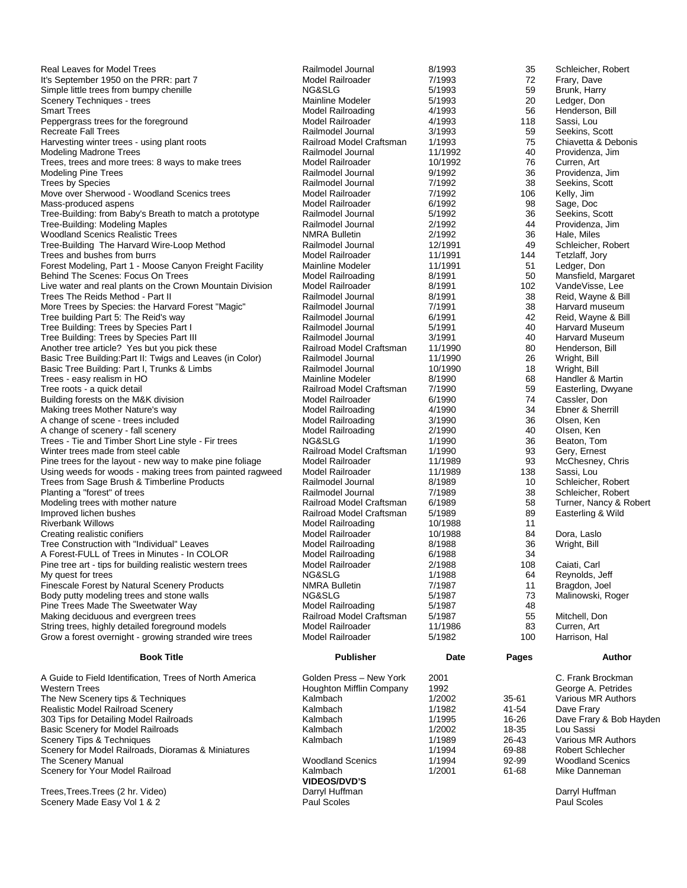| | | | | |
|---|---|---|---|---|
| Real Leaves for Model Trees | Railmodel Journal | 8/1993 | 35 | Schleicher, Robert |
| It's September 1950 on the PRR: part 7 | Model Railroader | 7/1993 | 72 | Frary, Dave |
| Simple little trees from bumpy chenille | NG&SLG | 5/1993 | 59 | Brunk, Harry |
| Scenery Techniques - trees | Mainline Modeler | 5/1993 | 20 | Ledger, Don |
| Smart Trees | Model Railroading | 4/1993 | 56 | Henderson, Bill |
| Peppergrass trees for the foreground | Model Railroader | 4/1993 | 118 | Sassi, Lou |
| Recreate Fall Trees | Railmodel Journal | 3/1993 | 59 | Seekins, Scott |
| Harvesting winter trees - using plant roots | Railroad Model Craftsman | 1/1993 | 75 | Chiavetta & Debonis |
| Modeling Madrone Trees | Railmodel Journal | 11/1992 | 40 | Providenza, Jim |
| Trees, trees and more trees: 8 ways to make trees | Model Railroader | 10/1992 | 76 | Curren, Art |
| Modeling Pine Trees | Railmodel Journal | 9/1992 | 36 | Providenza, Jim |
| Trees by Species | Railmodel Journal | 7/1992 | 38 | Seekins, Scott |
| Move over Sherwood - Woodland Scenics trees | Model Railroader | 7/1992 | 106 | Kelly, Jim |
| Mass-produced aspens | Model Railroader | 6/1992 | 98 | Sage, Doc |
| Tree-Building: from Baby's Breath to match a prototype | Railmodel Journal | 5/1992 | 36 | Seekins, Scott |
| Tree-Building: Modeling Maples | Railmodel Journal | 2/1992 | 44 | Providenza, Jim |
| Woodland Scenics Realistic Trees | NMRA Bulletin | 2/1992 | 36 | Hale, Miles |
| Tree-Building The Harvard Wire-Loop Method | Railmodel Journal | 12/1991 | 49 | Schleicher, Robert |
| Trees and bushes from burrs | Model Railroader | 11/1991 | 144 | Tetzlaff, Jory |
| Forest Modeling, Part 1 - Moose Canyon Freight Facility | Mainline Modeler | 11/1991 | 51 | Ledger, Don |
| Behind The Scenes: Focus On Trees | Model Railroading | 8/1991 | 50 | Mansfield, Margaret |
| Live water and real plants on the Crown Mountain Division | Model Railroader | 8/1991 | 102 | VandeVisse, Lee |
| Trees The Reids Method - Part II | Railmodel Journal | 8/1991 | 38 | Reid, Wayne & Bill |
| More Trees by Species: the Harvard Forest "Magic" | Railmodel Journal | 7/1991 | 38 | Harvard museum |
| Tree building Part 5: The Reid's way | Railmodel Journal | 6/1991 | 42 | Reid, Wayne & Bill |
| Tree Building: Trees by Species Part I | Railmodel Journal | 5/1991 | 40 | Harvard Museum |
| Tree Building: Trees by Species Part III | Railmodel Journal | 3/1991 | 40 | Harvard Museum |
| Another tree article? Yes but you pick these | Railroad Model Craftsman | 11/1990 | 80 | Henderson, Bill |
| Basic Tree Building:Part II: Twigs and Leaves (in Color) | Railmodel Journal | 11/1990 | 26 | Wright, Bill |
| Basic Tree Building: Part I, Trunks & Limbs | Railmodel Journal | 10/1990 | 18 | Wright, Bill |
| Trees - easy realism in HO | Mainline Modeler | 8/1990 | 68 | Handler & Martin |
| Tree roots - a quick detail | Railroad Model Craftsman | 7/1990 | 59 | Easterling, Dwyane |
| Building forests on the M&K division | Model Railroader | 6/1990 | 74 | Cassler, Don |
| Making trees Mother Nature's way | Model Railroading | 4/1990 | 34 | Ebner & Sherrill |
| A change of scene - trees included | Model Railroading | 3/1990 | 36 | Olsen, Ken |
| A change of scenery - fall scenery | Model Railroading | 2/1990 | 40 | Olsen, Ken |
| Trees - Tie and Timber Short Line style - Fir trees | NG&SLG | 1/1990 | 36 | Beaton, Tom |
| Winter trees made from steel cable | Railroad Model Craftsman | 1/1990 | 93 | Gery, Ernest |
| Pine trees for the layout - new way to make pine foliage | Model Railroader | 11/1989 | 93 | McChesney, Chris |
| Using weeds for woods - making trees from painted ragweed | Model Railroader | 11/1989 | 138 | Sassi, Lou |
| Trees from Sage Brush & Timberline Products | Railmodel Journal | 8/1989 | 10 | Schleicher, Robert |
| Planting a "forest" of trees | Railmodel Journal | 7/1989 | 38 | Schleicher, Robert |
| Modeling trees with mother nature | Railroad Model Craftsman | 6/1989 | 58 | Turner, Nancy & Robert |
| Improved lichen bushes | Railroad Model Craftsman | 5/1989 | 89 | Easterling & Wild |
| Riverbank Willows | Model Railroading | 10/1988 | 11 | |
| Creating realistic conifiers | Model Railroader | 10/1988 | 84 | Dora, Laslo |
| Tree Construction with "Individual" Leaves | Model Railroading | 8/1988 | 36 | Wright, Bill |
| A Forest-FULL of Trees in Minutes - In COLOR | Model Railroading | 6/1988 | 34 | |
| Pine tree art - tips for building realistic western trees | Model Railroader | 2/1988 | 108 | Caiati, Carl |
| My quest for trees | NG&SLG | 1/1988 | 64 | Reynolds, Jeff |
| Finescale Forest by Natural Scenery Products | NMRA Bulletin | 7/1987 | 11 | Bragdon, Joel |
| Body putty modeling trees and stone walls | NG&SLG | 5/1987 | 73 | Malinowski, Roger |
| Pine Trees Made The Sweetwater Way | Model Railroading | 5/1987 | 48 | |
| Making deciduous and evergreen trees | Railroad Model Craftsman | 5/1987 | 55 | Mitchell, Don |
| String trees, highly detailed foreground models | Model Railroader | 11/1986 | 83 | Curren, Art |
| Grow a forest overnight - growing stranded wire trees | Model Railroader | 5/1982 | 100 | Harrison, Hal |

| Book Title | Publisher | Date | Pages | Author |
|---|---|---|---|---|
| A Guide to Field Identification, Trees of North America | Golden Press – New York | 2001 | | C. Frank Brockman |
| Western Trees | Houghton Mifflin Company | 1992 | | George A. Petrides |
| The New Scenery tips & Techniques | Kalmbach | 1/2002 | 35-61 | Various MR Authors |
| Realistic Model Railroad Scenery | Kalmbach | 1/1982 | 41-54 | Dave Frary |
| 303 Tips for Detailing Model Railroads | Kalmbach | 1/1995 | 16-26 | Dave Frary & Bob Hayden |
| Basic Scenery for Model Railroads | Kalmbach | 1/2002 | 18-35 | Lou Sassi |
| Scenery Tips & Techniques | Kalmbach | 1/1989 | 26-43 | Various MR Authors |
| Scenery for Model Railroads, Dioramas & Miniatures | | 1/1994 | 69-88 | Robert Schlecher |
| The Scenery Manual | Woodland Scenics | 1/1994 | 92-99 | Woodland Scenics |
| Scenery for Your Model Railroad | Kalmbach | 1/2001 | 61-68 | Mike Danneman |
| | **VIDEOS/DVD'S** | | | |
| Trees,Trees.Trees (2 hr. Video) | Darryl Huffman | | | Darryl Huffman |
| Scenery Made Easy Vol 1 & 2 | Paul Scoles | | | Paul Scoles |